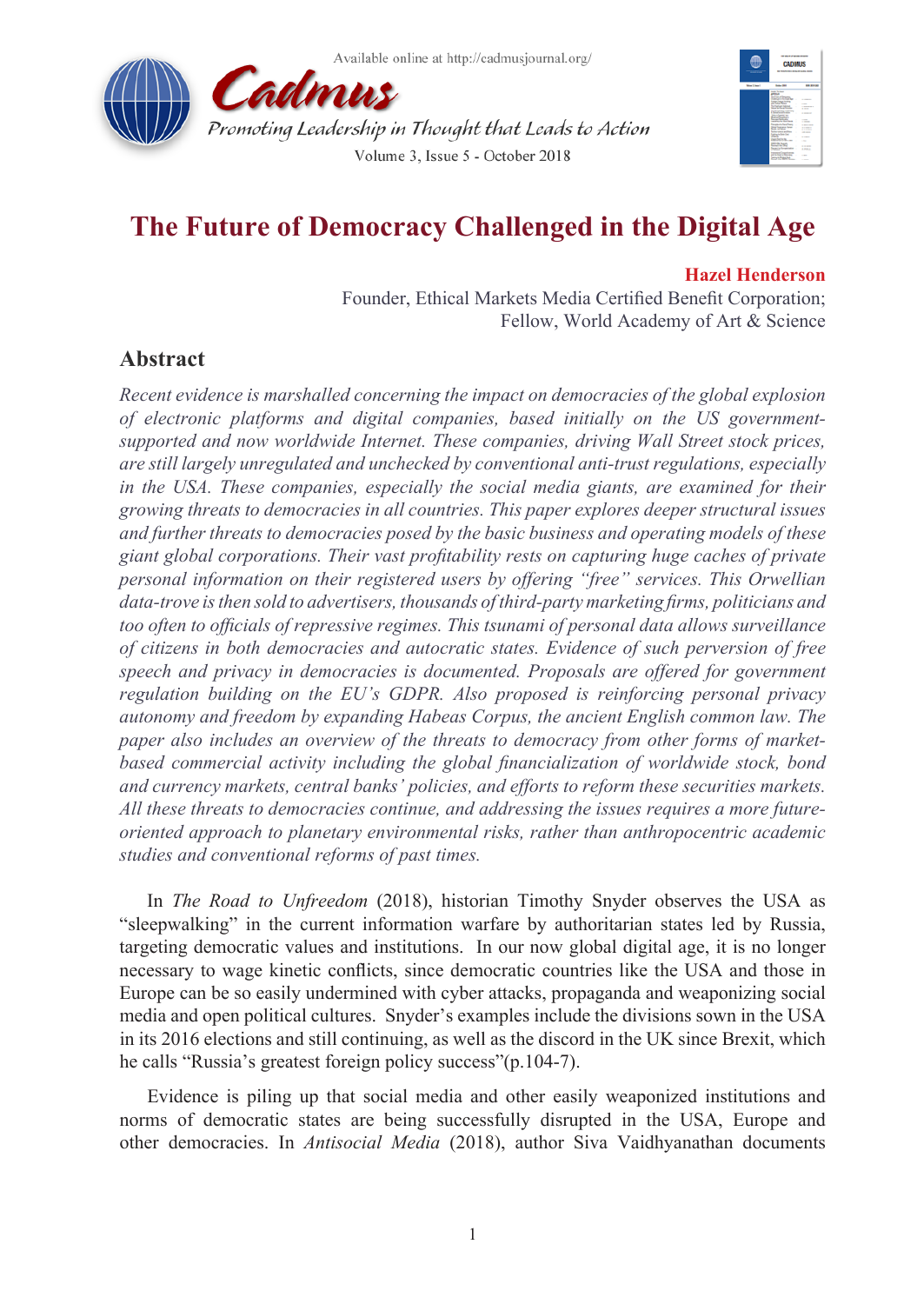# The Future of Democracy Challenged in the Digital Age

**Hazel Henderson**
Founder, Ethical Markets Media Certified Benefit Corporation;
Fellow, World Academy of Art & Science

## Abstract

*Recent evidence is marshalled concerning the impact on democracies of the global explosion of electronic platforms and digital companies, based initially on the US government-supported and now worldwide Internet. These companies, driving Wall Street stock prices, are still largely unregulated and unchecked by conventional anti-trust regulations, especially in the USA. These companies, especially the social media giants, are examined for their growing threats to democracies in all countries. This paper explores deeper structural issues and further threats to democracies posed by the basic business and operating models of these giant global corporations. Their vast profitability rests on capturing huge caches of private personal information on their registered users by offering "free" services. This Orwellian data-trove is then sold to advertisers, thousands of third-party marketing firms, politicians and too often to officials of repressive regimes. This tsunami of personal data allows surveillance of citizens in both democracies and autocratic states. Evidence of such perversion of free speech and privacy in democracies is documented. Proposals are offered for government regulation building on the EU's GDPR. Also proposed is reinforcing personal privacy autonomy and freedom by expanding Habeas Corpus, the ancient English common law. The paper also includes an overview of the threats to democracy from other forms of market-based commercial activity including the global financialization of worldwide stock, bond and currency markets, central banks' policies, and efforts to reform these securities markets. All these threats to democracies continue, and addressing the issues requires a more future-oriented approach to planetary environmental risks, rather than anthropocentric academic studies and conventional reforms of past times.*

In *The Road to Unfreedom* (2018), historian Timothy Snyder observes the USA as "sleepwalking" in the current information warfare by authoritarian states led by Russia, targeting democratic values and institutions. In our now global digital age, it is no longer necessary to wage kinetic conflicts, since democratic countries like the USA and those in Europe can be so easily undermined with cyber attacks, propaganda and weaponizing social media and open political cultures. Snyder's examples include the divisions sown in the USA in its 2016 elections and still continuing, as well as the discord in the UK since Brexit, which he calls "Russia's greatest foreign policy success"(p.104-7).

Evidence is piling up that social media and other easily weaponized institutions and norms of democratic states are being successfully disrupted in the USA, Europe and other democracies. In *Antisocial Media* (2018), author Siva Vaidhyanathan documents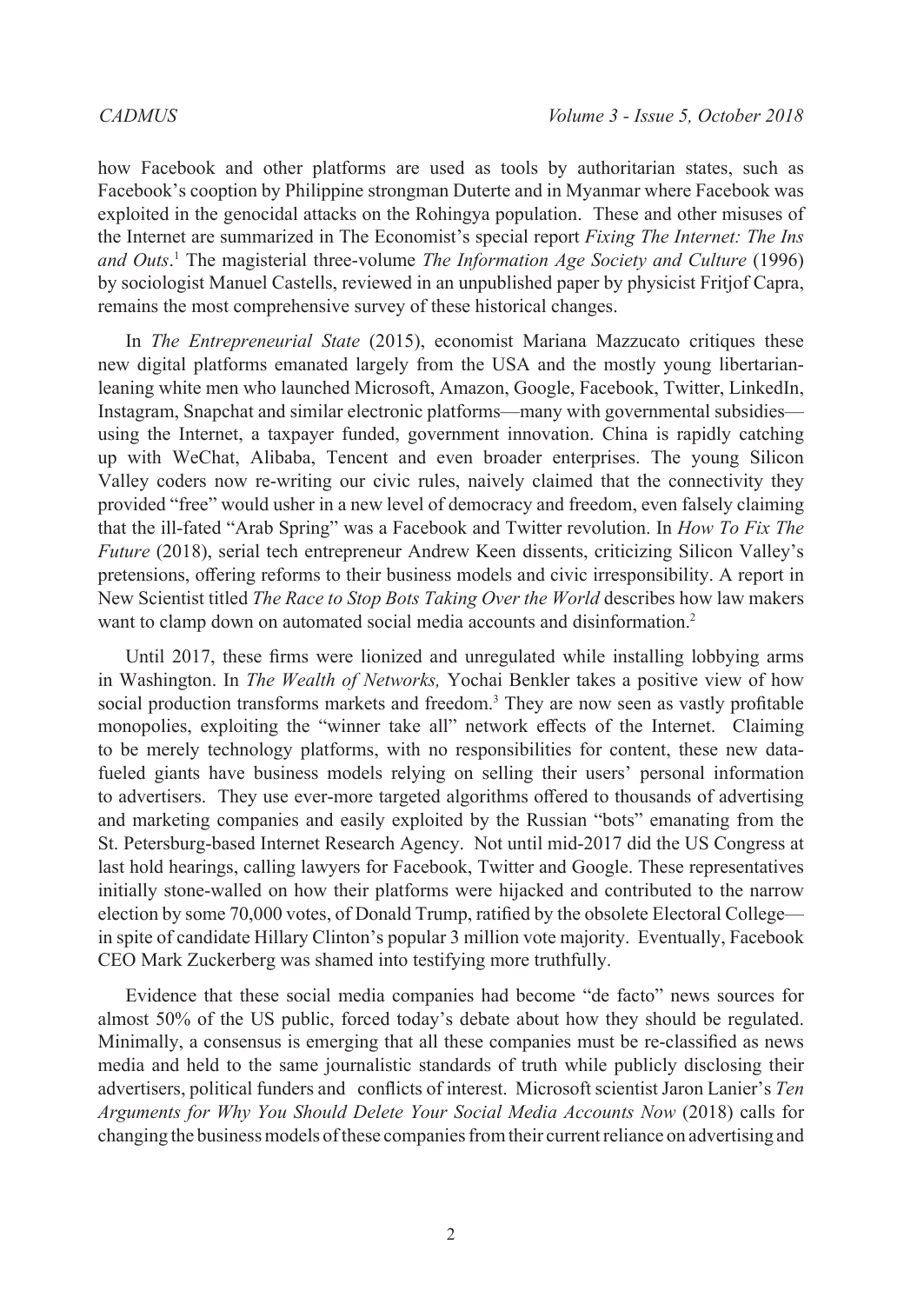how Facebook and other platforms are used as tools by authoritarian states, such as Facebook's cooption by Philippine strongman Duterte and in Myanmar where Facebook was exploited in the genocidal attacks on the Rohingya population. These and other misuses of the Internet are summarized in The Economist's special report *Fixing The Internet: The Ins and Outs*.[1] The magisterial three-volume *The Information Age Society and Culture* (1996) by sociologist Manuel Castells, reviewed in an unpublished paper by physicist Fritjof Capra, remains the most comprehensive survey of these historical changes.

In *The Entrepreneurial State* (2015), economist Mariana Mazzucato critiques these new digital platforms emanated largely from the USA and the mostly young libertarian-leaning white men who launched Microsoft, Amazon, Google, Facebook, Twitter, LinkedIn, Instagram, Snapchat and similar electronic platforms—many with governmental subsidies—using the Internet, a taxpayer funded, government innovation. China is rapidly catching up with WeChat, Alibaba, Tencent and even broader enterprises. The young Silicon Valley coders now re-writing our civic rules, naively claimed that the connectivity they provided "free" would usher in a new level of democracy and freedom, even falsely claiming that the ill-fated "Arab Spring" was a Facebook and Twitter revolution. In *How To Fix The Future* (2018), serial tech entrepreneur Andrew Keen dissents, criticizing Silicon Valley's pretensions, offering reforms to their business models and civic irresponsibility. A report in New Scientist titled *The Race to Stop Bots Taking Over the World* describes how law makers want to clamp down on automated social media accounts and disinformation.[2]

Until 2017, these firms were lionized and unregulated while installing lobbying arms in Washington. In *The Wealth of Networks,* Yochai Benkler takes a positive view of how social production transforms markets and freedom.[3] They are now seen as vastly profitable monopolies, exploiting the "winner take all" network effects of the Internet. Claiming to be merely technology platforms, with no responsibilities for content, these new data-fueled giants have business models relying on selling their users' personal information to advertisers. They use ever-more targeted algorithms offered to thousands of advertising and marketing companies and easily exploited by the Russian "bots" emanating from the St. Petersburg-based Internet Research Agency. Not until mid-2017 did the US Congress at last hold hearings, calling lawyers for Facebook, Twitter and Google. These representatives initially stone-walled on how their platforms were hijacked and contributed to the narrow election by some 70,000 votes, of Donald Trump, ratified by the obsolete Electoral College—in spite of candidate Hillary Clinton's popular 3 million vote majority. Eventually, Facebook CEO Mark Zuckerberg was shamed into testifying more truthfully.

Evidence that these social media companies had become "de facto" news sources for almost 50% of the US public, forced today's debate about how they should be regulated. Minimally, a consensus is emerging that all these companies must be re-classified as news media and held to the same journalistic standards of truth while publicly disclosing their advertisers, political funders and conflicts of interest. Microsoft scientist Jaron Lanier's *Ten Arguments for Why You Should Delete Your Social Media Accounts Now* (2018) calls for changing the business models of these companies from their current reliance on advertising and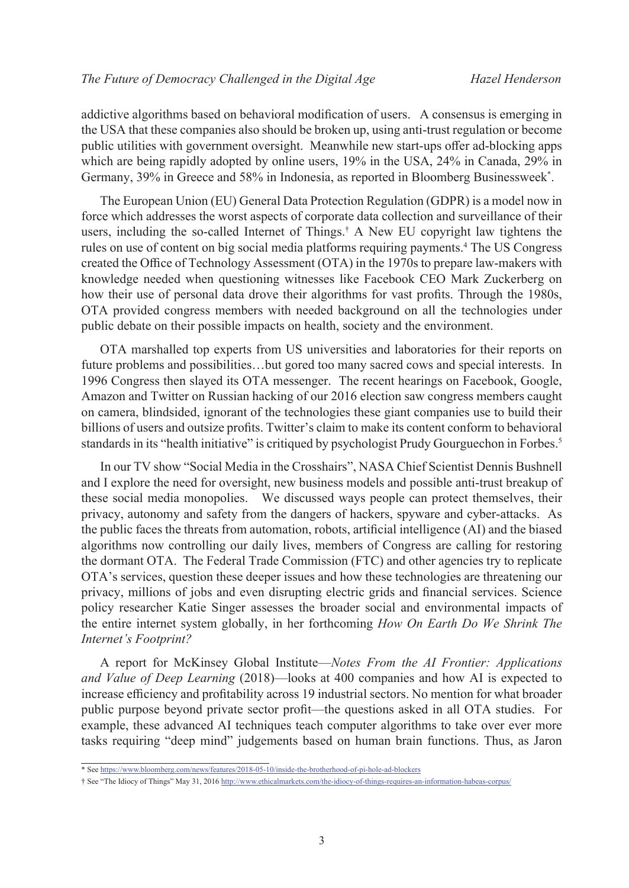addictive algorithms based on behavioral modification of users. A consensus is emerging in the USA that these companies also should be broken up, using anti-trust regulation or become public utilities with government oversight. Meanwhile new start-ups offer ad-blocking apps which are being rapidly adopted by online users, 19% in the USA, 24% in Canada, 29% in Germany, 39% in Greece and 58% in Indonesia, as reported in Bloomberg Businessweek[*].

The European Union (EU) General Data Protection Regulation (GDPR) is a model now in force which addresses the worst aspects of corporate data collection and surveillance of their users, including the so-called Internet of Things.[†] A New EU copyright law tightens the rules on use of content on big social media platforms requiring payments.[4] The US Congress created the Office of Technology Assessment (OTA) in the 1970s to prepare law-makers with knowledge needed when questioning witnesses like Facebook CEO Mark Zuckerberg on how their use of personal data drove their algorithms for vast profits. Through the 1980s, OTA provided congress members with needed background on all the technologies under public debate on their possible impacts on health, society and the environment.

OTA marshalled top experts from US universities and laboratories for their reports on future problems and possibilities…but gored too many sacred cows and special interests. In 1996 Congress then slayed its OTA messenger. The recent hearings on Facebook, Google, Amazon and Twitter on Russian hacking of our 2016 election saw congress members caught on camera, blindsided, ignorant of the technologies these giant companies use to build their billions of users and outsize profits. Twitter's claim to make its content conform to behavioral standards in its "health initiative" is critiqued by psychologist Prudy Gourguechon in Forbes.[5]

In our TV show "Social Media in the Crosshairs", NASA Chief Scientist Dennis Bushnell and I explore the need for oversight, new business models and possible anti-trust breakup of these social media monopolies. We discussed ways people can protect themselves, their privacy, autonomy and safety from the dangers of hackers, spyware and cyber-attacks. As the public faces the threats from automation, robots, artificial intelligence (AI) and the biased algorithms now controlling our daily lives, members of Congress are calling for restoring the dormant OTA. The Federal Trade Commission (FTC) and other agencies try to replicate OTA's services, question these deeper issues and how these technologies are threatening our privacy, millions of jobs and even disrupting electric grids and financial services. Science policy researcher Katie Singer assesses the broader social and environmental impacts of the entire internet system globally, in her forthcoming *How On Earth Do We Shrink The Internet's Footprint?*

A report for McKinsey Global Institute—*Notes From the AI Frontier: Applications and Value of Deep Learning* (2018)—looks at 400 companies and how AI is expected to increase efficiency and profitability across 19 industrial sectors. No mention for what broader public purpose beyond private sector profit—the questions asked in all OTA studies. For example, these advanced AI techniques teach computer algorithms to take over ever more tasks requiring "deep mind" judgements based on human brain functions. Thus, as Jaron

---

\* See https://www.bloomberg.com/news/features/2018-05-10/inside-the-brotherhood-of-pi-hole-ad-blockers

† See "The Idiocy of Things" May 31, 2016 http://www.ethicalmarkets.com/the-idiocy-of-things-requires-an-information-habeas-corpus/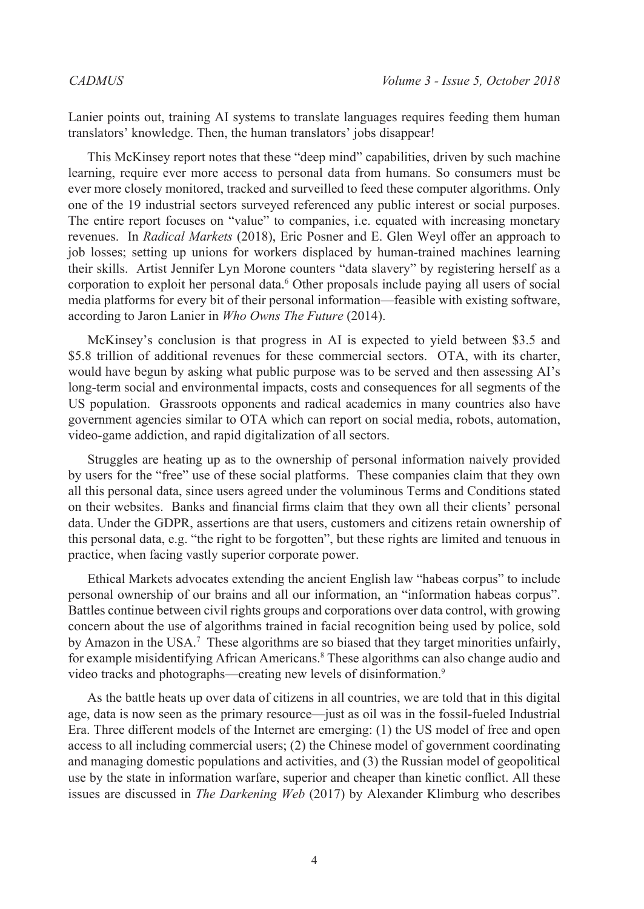Lanier points out, training AI systems to translate languages requires feeding them human translators' knowledge. Then, the human translators' jobs disappear!

This McKinsey report notes that these "deep mind" capabilities, driven by such machine learning, require ever more access to personal data from humans. So consumers must be ever more closely monitored, tracked and surveilled to feed these computer algorithms. Only one of the 19 industrial sectors surveyed referenced any public interest or social purposes. The entire report focuses on "value" to companies, i.e. equated with increasing monetary revenues. In *Radical Markets* (2018), Eric Posner and E. Glen Weyl offer an approach to job losses; setting up unions for workers displaced by human-trained machines learning their skills. Artist Jennifer Lyn Morone counters "data slavery" by registering herself as a corporation to exploit her personal data.[6] Other proposals include paying all users of social media platforms for every bit of their personal information—feasible with existing software, according to Jaron Lanier in *Who Owns The Future* (2014).

McKinsey's conclusion is that progress in AI is expected to yield between $3.5 and $5.8 trillion of additional revenues for these commercial sectors. OTA, with its charter, would have begun by asking what public purpose was to be served and then assessing AI's long-term social and environmental impacts, costs and consequences for all segments of the US population. Grassroots opponents and radical academics in many countries also have government agencies similar to OTA which can report on social media, robots, automation, video-game addiction, and rapid digitalization of all sectors.

Struggles are heating up as to the ownership of personal information naively provided by users for the "free" use of these social platforms. These companies claim that they own all this personal data, since users agreed under the voluminous Terms and Conditions stated on their websites. Banks and financial firms claim that they own all their clients' personal data. Under the GDPR, assertions are that users, customers and citizens retain ownership of this personal data, e.g. "the right to be forgotten", but these rights are limited and tenuous in practice, when facing vastly superior corporate power.

Ethical Markets advocates extending the ancient English law "habeas corpus" to include personal ownership of our brains and all our information, an "information habeas corpus". Battles continue between civil rights groups and corporations over data control, with growing concern about the use of algorithms trained in facial recognition being used by police, sold by Amazon in the USA.[7] These algorithms are so biased that they target minorities unfairly, for example misidentifying African Americans.[8] These algorithms can also change audio and video tracks and photographs—creating new levels of disinformation.[9]

As the battle heats up over data of citizens in all countries, we are told that in this digital age, data is now seen as the primary resource—just as oil was in the fossil-fueled Industrial Era. Three different models of the Internet are emerging: (1) the US model of free and open access to all including commercial users; (2) the Chinese model of government coordinating and managing domestic populations and activities, and (3) the Russian model of geopolitical use by the state in information warfare, superior and cheaper than kinetic conflict. All these issues are discussed in *The Darkening Web* (2017) by Alexander Klimburg who describes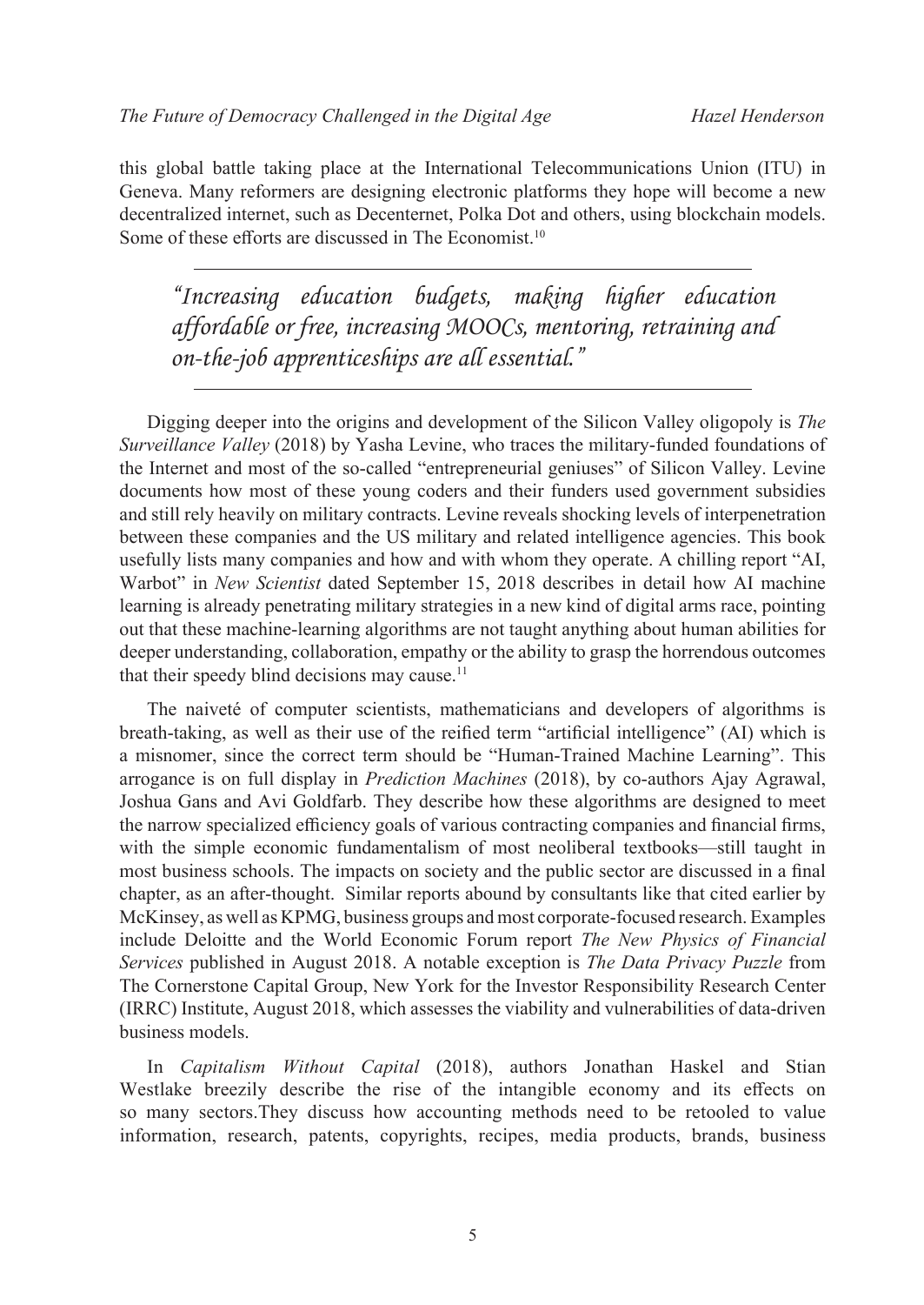this global battle taking place at the International Telecommunications Union (ITU) in Geneva. Many reformers are designing electronic platforms they hope will become a new decentralized internet, such as Decenternet, Polka Dot and others, using blockchain models. Some of these efforts are discussed in The Economist.[10]

---

> *"Increasing education budgets, making higher education affordable or free, increasing MOOCs, mentoring, retraining and on-the-job apprenticeships are all essential."*

---

Digging deeper into the origins and development of the Silicon Valley oligopoly is *The Surveillance Valley* (2018) by Yasha Levine, who traces the military-funded foundations of the Internet and most of the so-called "entrepreneurial geniuses" of Silicon Valley. Levine documents how most of these young coders and their funders used government subsidies and still rely heavily on military contracts. Levine reveals shocking levels of interpenetration between these companies and the US military and related intelligence agencies. This book usefully lists many companies and how and with whom they operate. A chilling report "AI, Warbot" in *New Scientist* dated September 15, 2018 describes in detail how AI machine learning is already penetrating military strategies in a new kind of digital arms race, pointing out that these machine-learning algorithms are not taught anything about human abilities for deeper understanding, collaboration, empathy or the ability to grasp the horrendous outcomes that their speedy blind decisions may cause.[11]

The naiveté of computer scientists, mathematicians and developers of algorithms is breath-taking, as well as their use of the reified term "artificial intelligence" (AI) which is a misnomer, since the correct term should be "Human-Trained Machine Learning". This arrogance is on full display in *Prediction Machines* (2018), by co-authors Ajay Agrawal, Joshua Gans and Avi Goldfarb. They describe how these algorithms are designed to meet the narrow specialized efficiency goals of various contracting companies and financial firms, with the simple economic fundamentalism of most neoliberal textbooks—still taught in most business schools. The impacts on society and the public sector are discussed in a final chapter, as an after-thought. Similar reports abound by consultants like that cited earlier by McKinsey, as well as KPMG, business groups and most corporate-focused research. Examples include Deloitte and the World Economic Forum report *The New Physics of Financial Services* published in August 2018. A notable exception is *The Data Privacy Puzzle* from The Cornerstone Capital Group, New York for the Investor Responsibility Research Center (IRRC) Institute, August 2018, which assesses the viability and vulnerabilities of data-driven business models.

In *Capitalism Without Capital* (2018), authors Jonathan Haskel and Stian Westlake breezily describe the rise of the intangible economy and its effects on so many sectors.They discuss how accounting methods need to be retooled to value information, research, patents, copyrights, recipes, media products, brands, business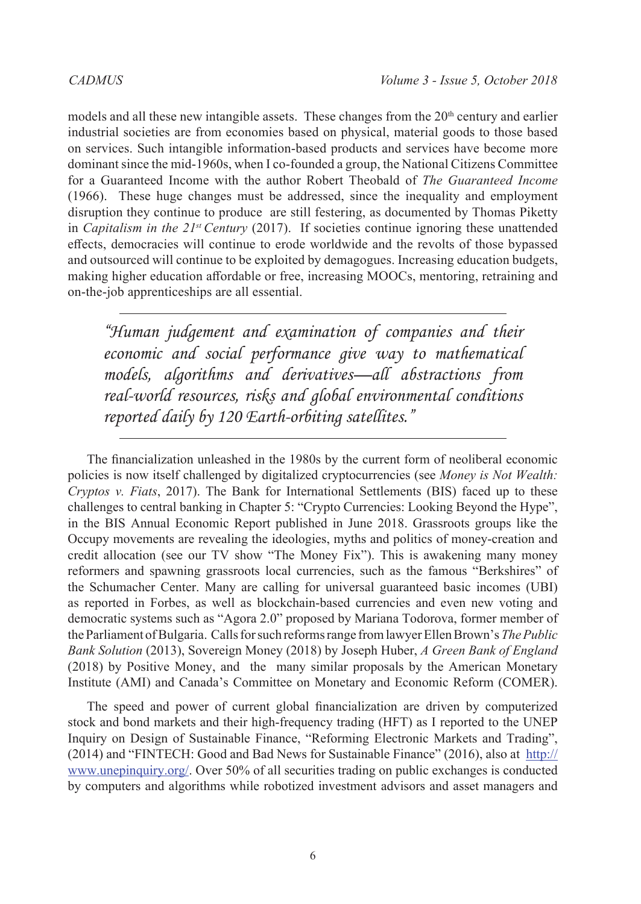models and all these new intangible assets. These changes from the 20th century and earlier industrial societies are from economies based on physical, material goods to those based on services. Such intangible information-based products and services have become more dominant since the mid-1960s, when I co-founded a group, the National Citizens Committee for a Guaranteed Income with the author Robert Theobald of *The Guaranteed Income* (1966). These huge changes must be addressed, since the inequality and employment disruption they continue to produce are still festering, as documented by Thomas Piketty in *Capitalism in the 21st Century* (2017). If societies continue ignoring these unattended effects, democracies will continue to erode worldwide and the revolts of those bypassed and outsourced will continue to be exploited by demagogues. Increasing education budgets, making higher education affordable or free, increasing MOOCs, mentoring, retraining and on-the-job apprenticeships are all essential.

> *"Human judgement and examination of companies and their economic and social performance give way to mathematical models, algorithms and derivatives—all abstractions from real-world resources, risks and global environmental conditions reported daily by 120 Earth-orbiting satellites."*

The financialization unleashed in the 1980s by the current form of neoliberal economic policies is now itself challenged by digitalized cryptocurrencies (see *Money is Not Wealth: Cryptos v. Fiats*, 2017). The Bank for International Settlements (BIS) faced up to these challenges to central banking in Chapter 5: "Crypto Currencies: Looking Beyond the Hype", in the BIS Annual Economic Report published in June 2018. Grassroots groups like the Occupy movements are revealing the ideologies, myths and politics of money-creation and credit allocation (see our TV show "The Money Fix"). This is awakening many money reformers and spawning grassroots local currencies, such as the famous "Berkshires" of the Schumacher Center. Many are calling for universal guaranteed basic incomes (UBI) as reported in Forbes, as well as blockchain-based currencies and even new voting and democratic systems such as "Agora 2.0" proposed by Mariana Todorova, former member of the Parliament of Bulgaria. Calls for such reforms range from lawyer Ellen Brown's *The Public Bank Solution* (2013), Sovereign Money (2018) by Joseph Huber, *A Green Bank of England* (2018) by Positive Money, and the many similar proposals by the American Monetary Institute (AMI) and Canada's Committee on Monetary and Economic Reform (COMER).

The speed and power of current global financialization are driven by computerized stock and bond markets and their high-frequency trading (HFT) as I reported to the UNEP Inquiry on Design of Sustainable Finance, "Reforming Electronic Markets and Trading", (2014) and "FINTECH: Good and Bad News for Sustainable Finance" (2016), also at [http://www.unepinquiry.org/](http://www.unepinquiry.org/). Over 50% of all securities trading on public exchanges is conducted by computers and algorithms while robotized investment advisors and asset managers and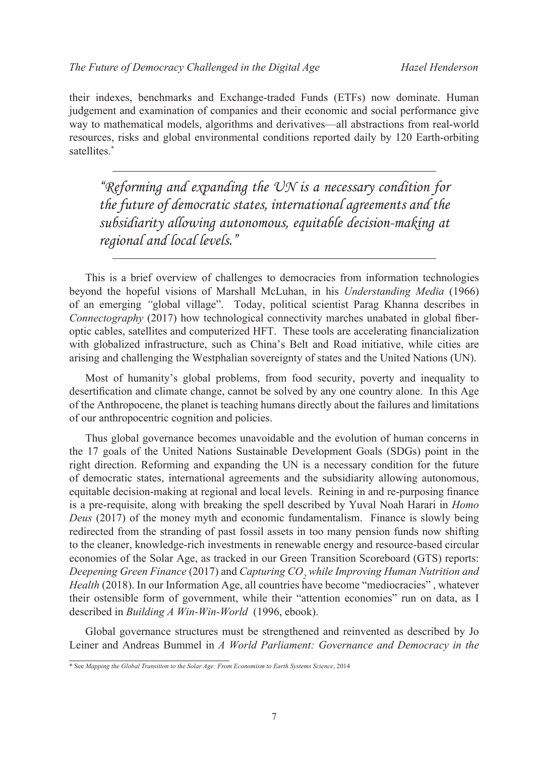their indexes, benchmarks and Exchange-traded Funds (ETFs) now dominate. Human judgement and examination of companies and their economic and social performance give way to mathematical models, algorithms and derivatives—all abstractions from real-world resources, risks and global environmental conditions reported daily by 120 Earth-orbiting satellites.*

> *"Reforming and expanding the UN is a necessary condition for the future of democratic states, international agreements and the subsidiarity allowing autonomous, equitable decision-making at regional and local levels."*

This is a brief overview of challenges to democracies from information technologies beyond the hopeful visions of Marshall McLuhan, in his *Understanding Media* (1966) of an emerging "global village". Today, political scientist Parag Khanna describes in *Connectography* (2017) how technological connectivity marches unabated in global fiber-optic cables, satellites and computerized HFT. These tools are accelerating financialization with globalized infrastructure, such as China's Belt and Road initiative, while cities are arising and challenging the Westphalian sovereignty of states and the United Nations (UN).

Most of humanity's global problems, from food security, poverty and inequality to desertification and climate change, cannot be solved by any one country alone. In this Age of the Anthropocene, the planet is teaching humans directly about the failures and limitations of our anthropocentric cognition and policies.

Thus global governance becomes unavoidable and the evolution of human concerns in the 17 goals of the United Nations Sustainable Development Goals (SDGs) point in the right direction. Reforming and expanding the UN is a necessary condition for the future of democratic states, international agreements and the subsidiarity allowing autonomous, equitable decision-making at regional and local levels. Reining in and re-purposing finance is a pre-requisite, along with breaking the spell described by Yuval Noah Harari in *Homo Deus* (2017) of the money myth and economic fundamentalism. Finance is slowly being redirected from the stranding of past fossil assets in too many pension funds now shifting to the cleaner, knowledge-rich investments in renewable energy and resource-based circular economies of the Solar Age, as tracked in our Green Transition Scoreboard (GTS) reports: *Deepening Green Finance* (2017) and *Capturing $CO_2$ while Improving Human Nutrition and Health* (2018). In our Information Age, all countries have become "mediocracies" , whatever their ostensible form of government, while their "attention economies" run on data, as I described in *Building A Win-Win-World* (1996, ebook).

Global governance structures must be strengthened and reinvented as described by Jo Leiner and Andreas Bummel in *A World Parliament: Governance and Democracy in the*

---

\* See *Mapping the Global Transition to the Solar Age: From Economism to Earth Systems Science*, 2014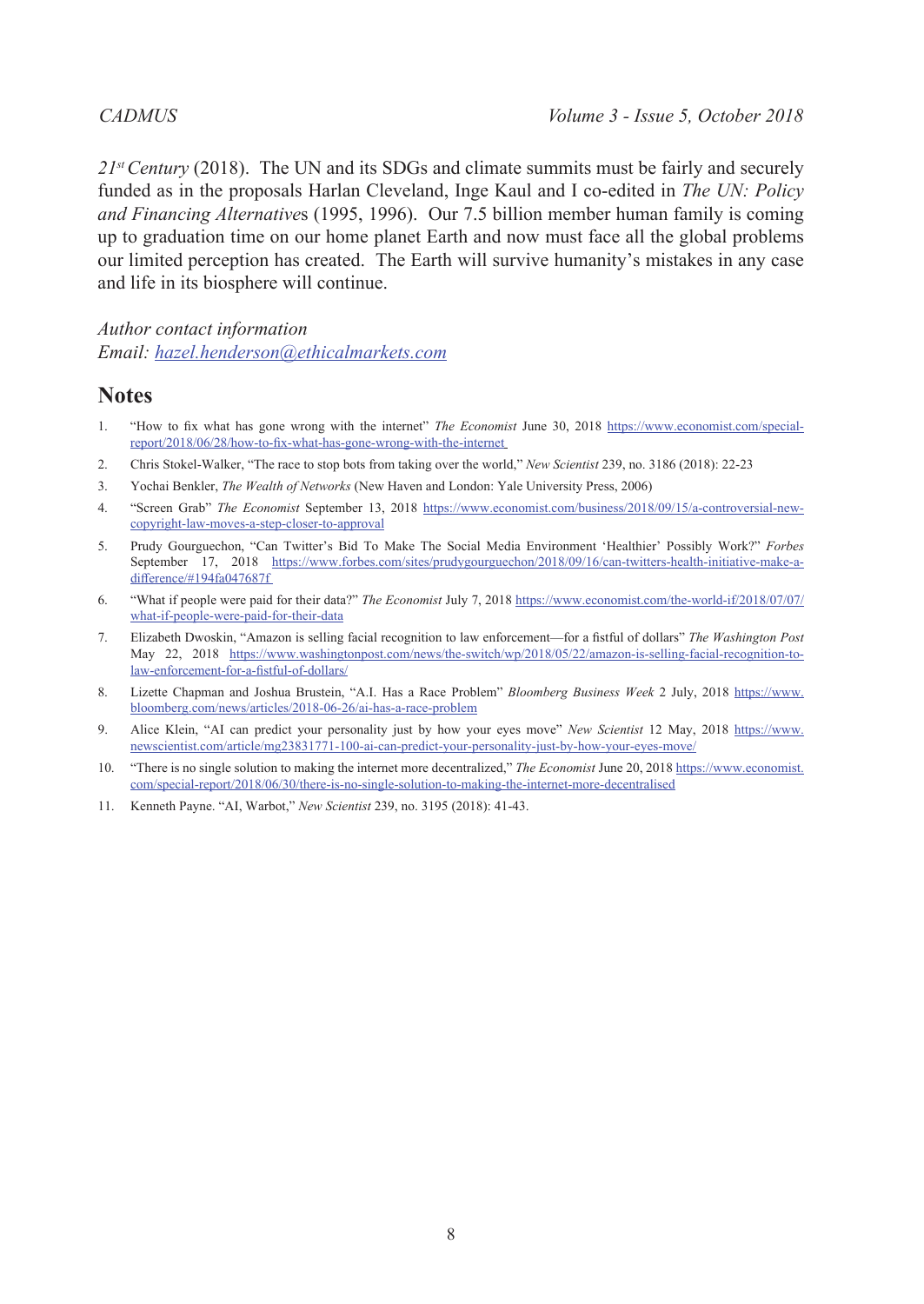*21st Century* (2018). The UN and its SDGs and climate summits must be fairly and securely funded as in the proposals Harlan Cleveland, Inge Kaul and I co-edited in *The UN: Policy and Financing Alternatives* (1995, 1996). Our 7.5 billion member human family is coming up to graduation time on our home planet Earth and now must face all the global problems our limited perception has created. The Earth will survive humanity's mistakes in any case and life in its biosphere will continue.

*Author contact information*
*Email: hazel.henderson@ethicalmarkets.com*

## Notes

1. "How to fix what has gone wrong with the internet" *The Economist* June 30, 2018 https://www.economist.com/special-report/2018/06/28/how-to-fix-what-has-gone-wrong-with-the-internet
2. Chris Stokel-Walker, "The race to stop bots from taking over the world," *New Scientist* 239, no. 3186 (2018): 22-23
3. Yochai Benkler, *The Wealth of Networks* (New Haven and London: Yale University Press, 2006)
4. "Screen Grab" *The Economist* September 13, 2018 https://www.economist.com/business/2018/09/15/a-controversial-new-copyright-law-moves-a-step-closer-to-approval
5. Prudy Gourguechon, "Can Twitter's Bid To Make The Social Media Environment 'Healthier' Possibly Work?" *Forbes* September 17, 2018 https://www.forbes.com/sites/prudygourguechon/2018/09/16/can-twitters-health-initiative-make-a-difference/#194fa047687f
6. "What if people were paid for their data?" *The Economist* July 7, 2018 https://www.economist.com/the-world-if/2018/07/07/what-if-people-were-paid-for-their-data
7. Elizabeth Dwoskin, "Amazon is selling facial recognition to law enforcement—for a fistful of dollars" *The Washington Post* May 22, 2018 https://www.washingtonpost.com/news/the-switch/wp/2018/05/22/amazon-is-selling-facial-recognition-to-law-enforcement-for-a-fistful-of-dollars/
8. Lizette Chapman and Joshua Brustein, "A.I. Has a Race Problem" *Bloomberg Business Week* 2 July, 2018 https://www.bloomberg.com/news/articles/2018-06-26/ai-has-a-race-problem
9. Alice Klein, "AI can predict your personality just by how your eyes move" *New Scientist* 12 May, 2018 https://www.newscientist.com/article/mg23831771-100-ai-can-predict-your-personality-just-by-how-your-eyes-move/
10. "There is no single solution to making the internet more decentralized," *The Economist* June 20, 2018 https://www.economist.com/special-report/2018/06/30/there-is-no-single-solution-to-making-the-internet-more-decentralised
11. Kenneth Payne. "AI, Warbot," *New Scientist* 239, no. 3195 (2018): 41-43.